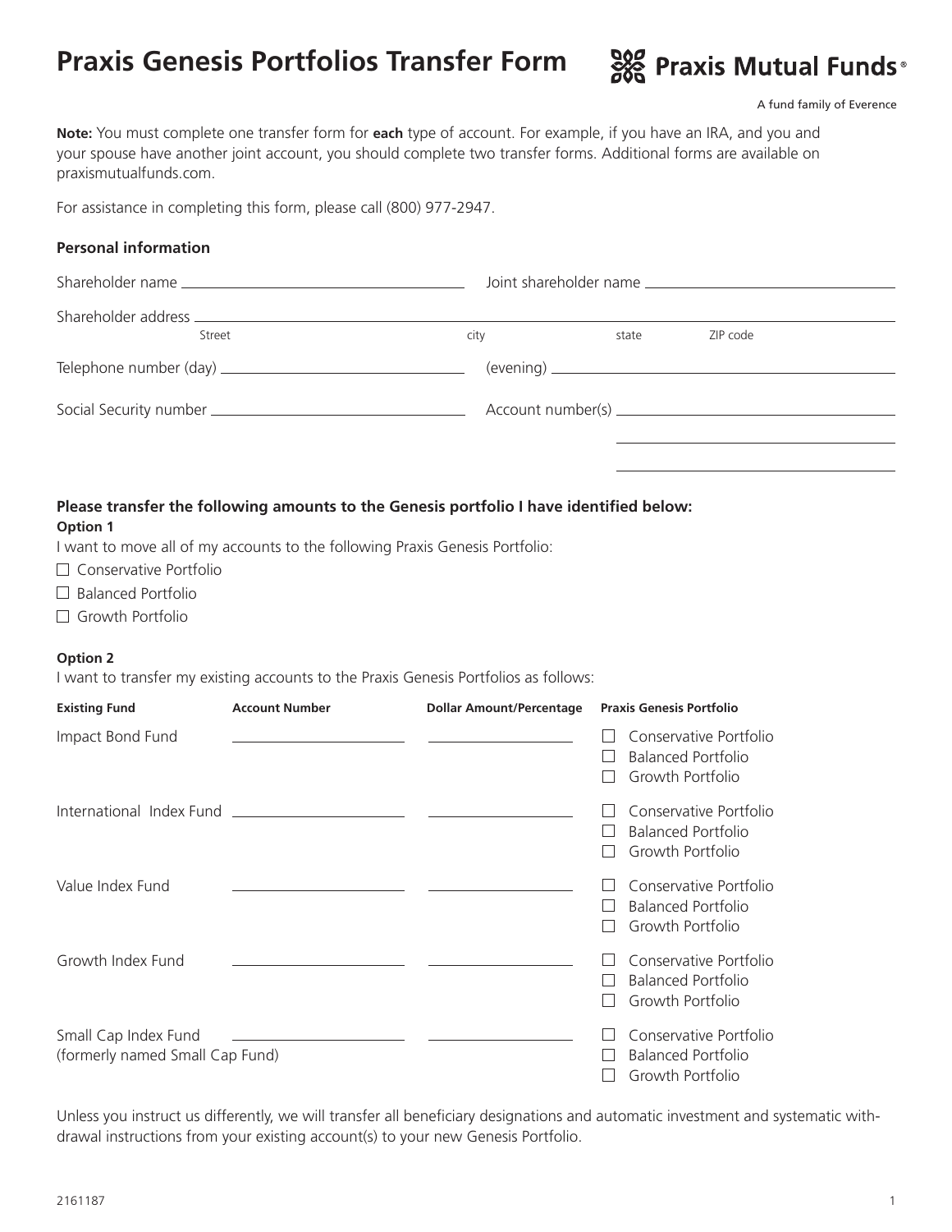# Praxis Genesis Portfolios Transfer Form

Praxis Mutual Funds®

A fund family of Everence

**Note:** You must complete one transfer form for **each** type of account. For example, if you have an IRA, and you and your spouse have another joint account, you should complete two transfer forms. Additional forms are available on praxismutualfunds.com.

For assistance in completing this form, please call (800) 977-2947.

### Personal information

Shareholder name ______________________ Joint shareholder name ______________________

Shareholder address ______________________________________________
Street city state ZIP code

Telephone number (day) ______________________ (evening) ______________________

Social Security number ______________________ Account number(s) ______________________

______________________

______________________

### Please transfer the following amounts to the Genesis portfolio I have identified below:

**Option 1**

I want to move all of my accounts to the following Praxis Genesis Portfolio:

- ☐ Conservative Portfolio
- ☐ Balanced Portfolio
- ☐ Growth Portfolio

**Option 2**

I want to transfer my existing accounts to the Praxis Genesis Portfolios as follows:

| Existing Fund | Account Number | Dollar Amount/Percentage | Praxis Genesis Portfolio |
|---|---|---|---|
| Impact Bond Fund | ____________ | ____________ | ☐ Conservative Portfolio<br>☐ Balanced Portfolio<br>☐ Growth Portfolio |
| International Index Fund | ____________ | ____________ | ☐ Conservative Portfolio<br>☐ Balanced Portfolio<br>☐ Growth Portfolio |
| Value Index Fund | ____________ | ____________ | ☐ Conservative Portfolio<br>☐ Balanced Portfolio<br>☐ Growth Portfolio |
| Growth Index Fund | ____________ | ____________ | ☐ Conservative Portfolio<br>☐ Balanced Portfolio<br>☐ Growth Portfolio |
| Small Cap Index Fund (formerly named Small Cap Fund) | ____________ | ____________ | ☐ Conservative Portfolio<br>☐ Balanced Portfolio<br>☐ Growth Portfolio |

Unless you instruct us differently, we will transfer all beneficiary designations and automatic investment and systematic withdrawal instructions from your existing account(s) to your new Genesis Portfolio.

2161187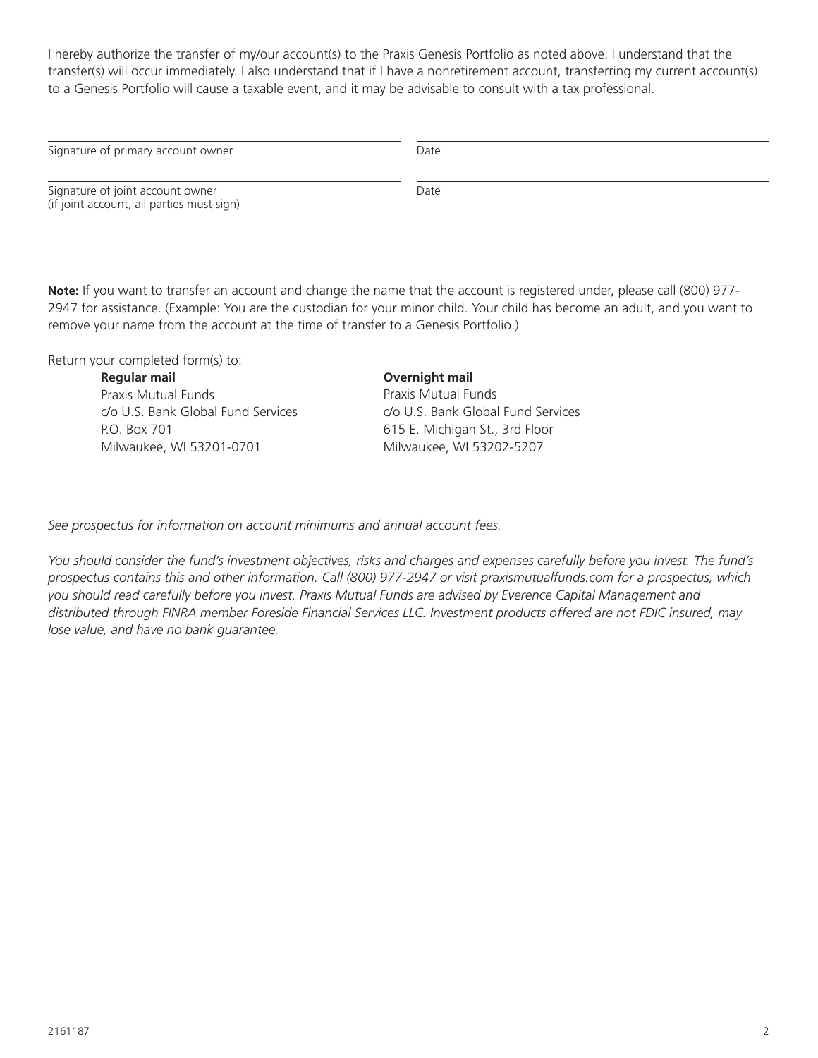I hereby authorize the transfer of my/our account(s) to the Praxis Genesis Portfolio as noted above. I understand that the transfer(s) will occur immediately. I also understand that if I have a nonretirement account, transferring my current account(s) to a Genesis Portfolio will cause a taxable event, and it may be advisable to consult with a tax professional.

Signature of primary account owner ______________________ Date ______________________

Signature of joint account owner ______________________ Date ______________________
(if joint account, all parties must sign)

**Note:** If you want to transfer an account and change the name that the account is registered under, please call (800) 977-2947 for assistance. (Example: You are the custodian for your minor child. Your child has become an adult, and you want to remove your name from the account at the time of transfer to a Genesis Portfolio.)

Return your completed form(s) to:

**Regular mail**
Praxis Mutual Funds
c/o U.S. Bank Global Fund Services
P.O. Box 701
Milwaukee, WI 53201-0701

**Overnight mail**
Praxis Mutual Funds
c/o U.S. Bank Global Fund Services
615 E. Michigan St., 3rd Floor
Milwaukee, WI 53202-5207

*See prospectus for information on account minimums and annual account fees.*

*You should consider the fund's investment objectives, risks and charges and expenses carefully before you invest. The fund's prospectus contains this and other information. Call (800) 977-2947 or visit praxismutualfunds.com for a prospectus, which you should read carefully before you invest. Praxis Mutual Funds are advised by Everence Capital Management and distributed through FINRA member Foreside Financial Services LLC. Investment products offered are not FDIC insured, may lose value, and have no bank guarantee.*

2161187